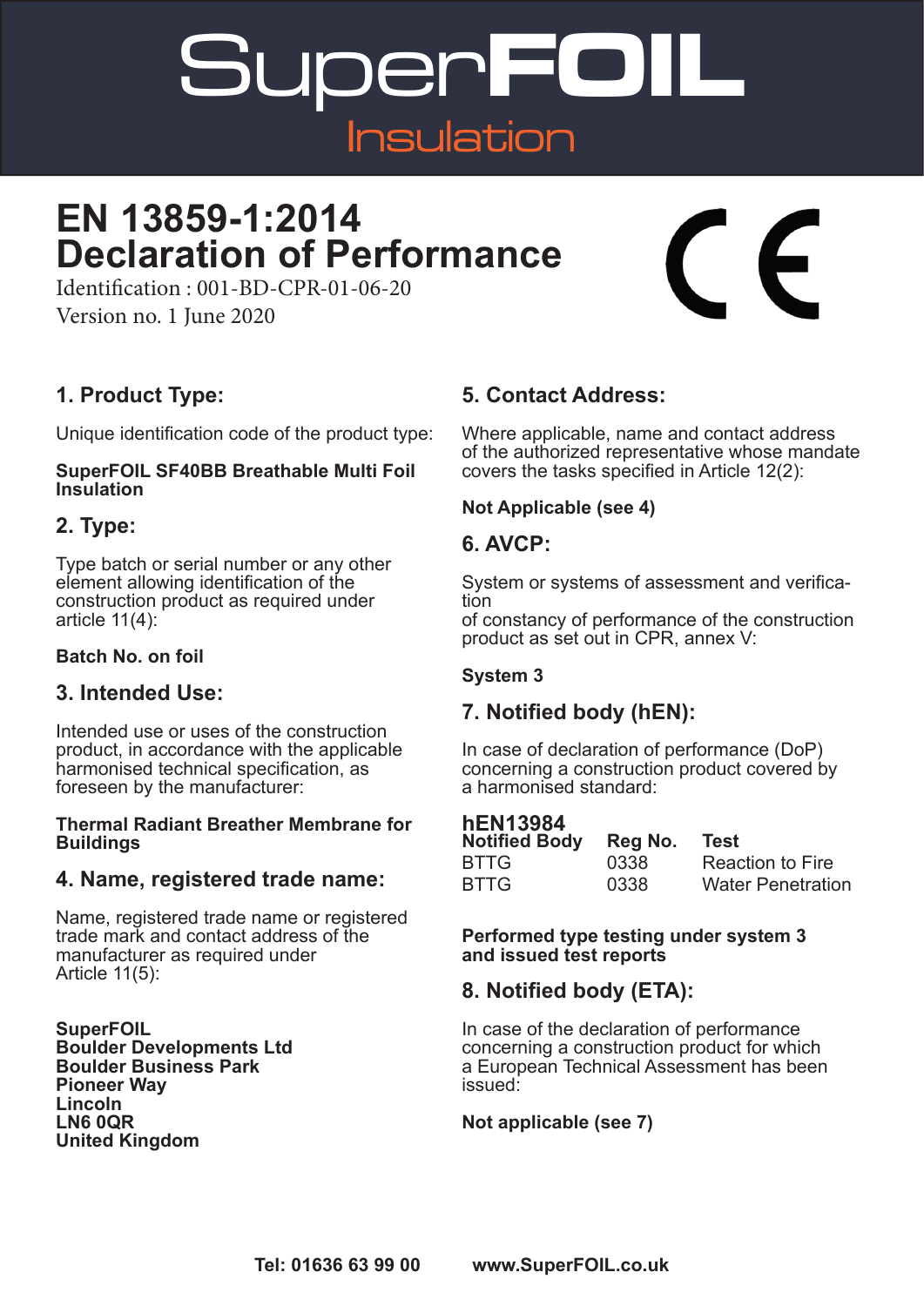# SuperFOIL Insulation

# EN 13859-1:2014 Declaration of Performance

Identification : 001-BD-CPR-01-06-20

Version no. 1 June 2020

CE

## 1. Product Type:

Unique identification code of the product type:

**SuperFOIL SF40BB Breathable Multi Foil Insulation**

## 2. Type:

Type batch or serial number or any other element allowing identification of the construction product as required under article 11(4):

**Batch No. on foil**

## 3. Intended Use:

Intended use or uses of the construction product, in accordance with the applicable harmonised technical specification, as foreseen by the manufacturer:

**Thermal Radiant Breather Membrane for Buildings**

## 4. Name, registered trade name:

Name, registered trade name or registered trade mark and contact address of the manufacturer as required under Article 11(5):

**SuperFOIL**
**Boulder Developments Ltd**
**Boulder Business Park**
**Pioneer Way**
**Lincoln**
**LN6 0QR**
**United Kingdom**

## 5. Contact Address:

Where applicable, name and contact address of the authorized representative whose mandate covers the tasks specified in Article 12(2):

**Not Applicable (see 4)**

## 6. AVCP:

System or systems of assessment and verification of constancy of performance of the construction product as set out in CPR, annex V:

**System 3**

## 7. Notified body (hEN):

In case of declaration of performance (DoP) concerning a construction product covered by a harmonised standard:

**hEN13984**

| Notified Body | Reg No. | Test |
|---|---|---|
| BTTG | 0338 | Reaction to Fire |
| BTTG | 0338 | Water Penetration |

**Performed type testing under system 3 and issued test reports**

## 8. Notified body (ETA):

In case of the declaration of performance concerning a construction product for which a European Technical Assessment has been issued:

**Not applicable (see 7)**

**Tel: 01636 63 99 00** **www.SuperFOIL.co.uk**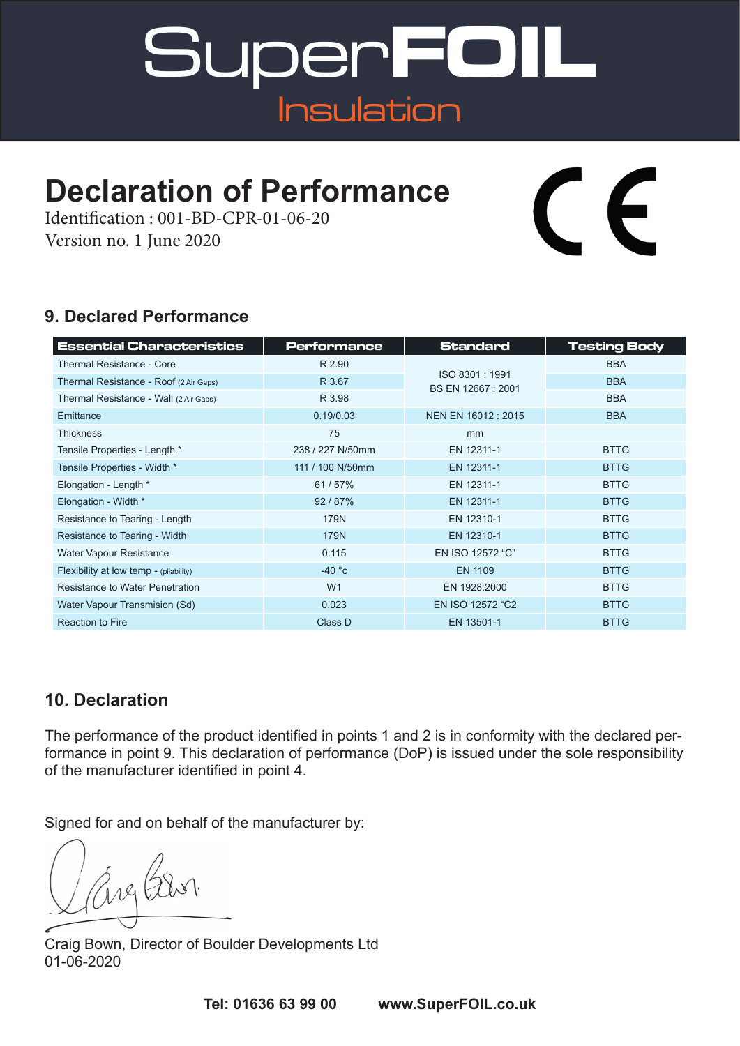# SuperFOIL Insulation

# Declaration of Performance

Identification : 001-BD-CPR-01-06-20
Version no. 1 June 2020

CE

## 9. Declared Performance

| Essential Characteristics | Performance | Standard | Testing Body |
|---|---|---|---|
| Thermal Resistance - Core | R 2.90 | ISO 8301 : 1991 BS EN 12667 : 2001 | BBA |
| Thermal Resistance - Roof (2 Air Gaps) | R 3.67 | | BBA |
| Thermal Resistance - Wall (2 Air Gaps) | R 3.98 | | BBA |
| Emittance | 0.19/0.03 | NEN EN 16012 : 2015 | BBA |
| Thickness | 75 | mm | |
| Tensile Properties - Length * | 238 / 227 N/50mm | EN 12311-1 | BTTG |
| Tensile Properties - Width * | 111 / 100 N/50mm | EN 12311-1 | BTTG |
| Elongation - Length * | 61 / 57% | EN 12311-1 | BTTG |
| Elongation - Width * | 92 / 87% | EN 12311-1 | BTTG |
| Resistance to Tearing - Length | 179N | EN 12310-1 | BTTG |
| Resistance to Tearing - Width | 179N | EN 12310-1 | BTTG |
| Water Vapour Resistance | 0.115 | EN ISO 12572 "C" | BTTG |
| Flexibility at low temp - (pliability) | -40 °c | EN 1109 | BTTG |
| Resistance to Water Penetration | W1 | EN 1928:2000 | BTTG |
| Water Vapour Transmision (Sd) | 0.023 | EN ISO 12572 "C2 | BTTG |
| Reaction to Fire | Class D | EN 13501-1 | BTTG |

## 10. Declaration

The performance of the product identified in points 1 and 2 is in conformity with the declared performance in point 9. This declaration of performance (DoP) is issued under the sole responsibility of the manufacturer identified in point 4.

Signed for and on behalf of the manufacturer by:

Craig Bown, Director of Boulder Developments Ltd
01-06-2020

**Tel: 01636 63 99 00** **www.SuperFOIL.co.uk**